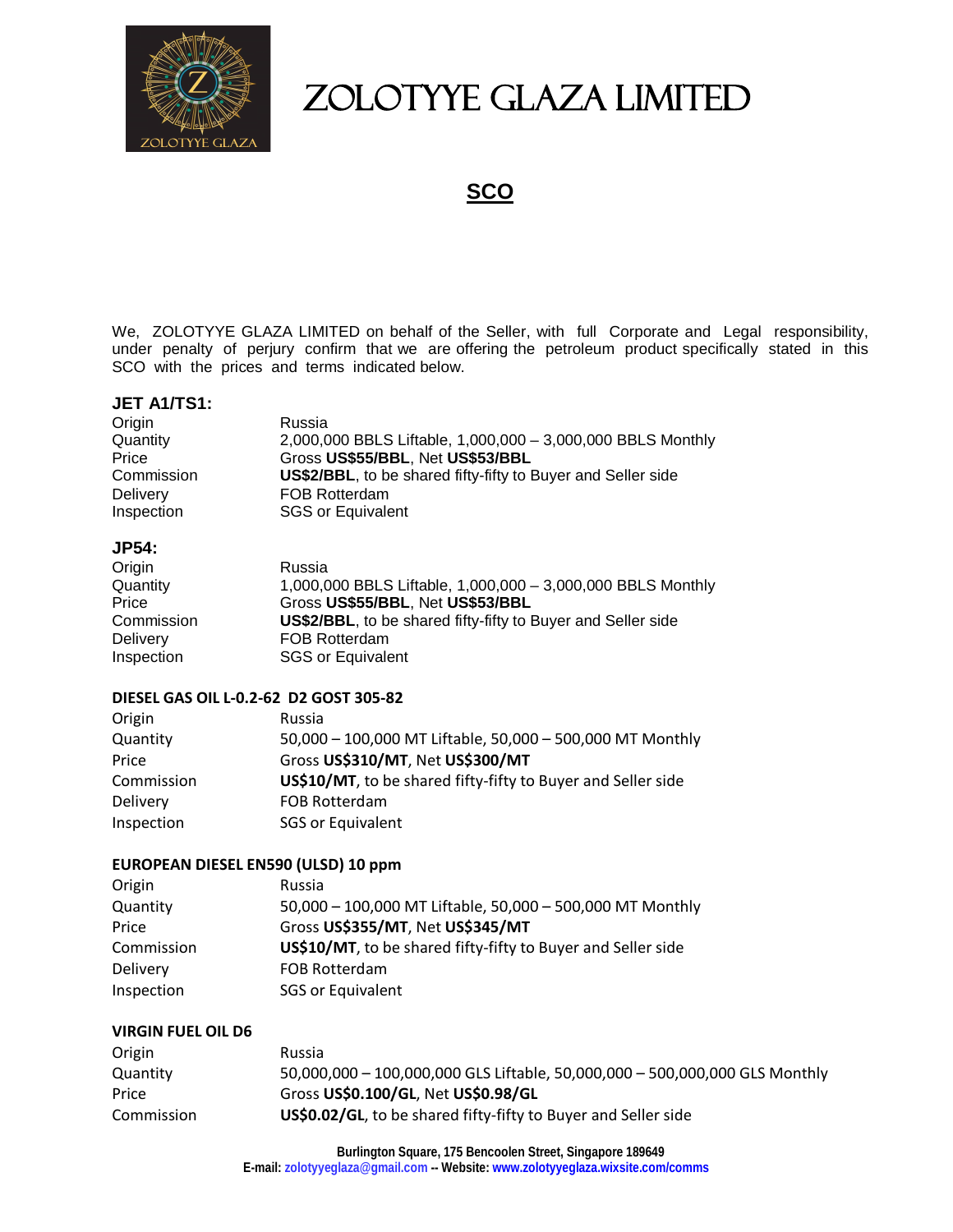# ZOLOTYYE GLAZA LIMITED

## SCO

We, ZOLOTYYE GLAZA LIMITED on behalf of the Seller, with full Corporate and Legal responsibility, under penalty of perjury confirm that we are offering the petroleum product specifically stated in this SCO with the prices and terms indicated below.

### JET A1/TS1:

| | |
|---|---|
| Origin | Russia |
| Quantity | 2,000,000 BBLS Liftable, 1,000,000 – 3,000,000 BBLS Monthly |
| Price | Gross **US$55/BBL**, Net **US$53/BBL** |
| Commission | **US$2/BBL**, to be shared fifty-fifty to Buyer and Seller side |
| Delivery | FOB Rotterdam |
| Inspection | SGS or Equivalent |

### JP54:

| | |
|---|---|
| Origin | Russia |
| Quantity | 1,000,000 BBLS Liftable, 1,000,000 – 3,000,000 BBLS Monthly |
| Price | Gross **US$55/BBL**, Net **US$53/BBL** |
| Commission | **US$2/BBL**, to be shared fifty-fifty to Buyer and Seller side |
| Delivery | FOB Rotterdam |
| Inspection | SGS or Equivalent |

### DIESEL GAS OIL L-0.2-62 D2 GOST 305-82

| | |
|---|---|
| Origin | Russia |
| Quantity | 50,000 – 100,000 MT Liftable, 50,000 – 500,000 MT Monthly |
| Price | Gross **US$310/MT**, Net **US$300/MT** |
| Commission | **US$10/MT**, to be shared fifty-fifty to Buyer and Seller side |
| Delivery | FOB Rotterdam |
| Inspection | SGS or Equivalent |

### EUROPEAN DIESEL EN590 (ULSD) 10 ppm

| | |
|---|---|
| Origin | Russia |
| Quantity | 50,000 – 100,000 MT Liftable, 50,000 – 500,000 MT Monthly |
| Price | Gross **US$355/MT**, Net **US$345/MT** |
| Commission | **US$10/MT**, to be shared fifty-fifty to Buyer and Seller side |
| Delivery | FOB Rotterdam |
| Inspection | SGS or Equivalent |

### VIRGIN FUEL OIL D6

| | |
|---|---|
| Origin | Russia |
| Quantity | 50,000,000 – 100,000,000 GLS Liftable, 50,000,000 – 500,000,000 GLS Monthly |
| Price | Gross **US$0.100/GL**, Net **US$0.98/GL** |
| Commission | **US$0.02/GL**, to be shared fifty-fifty to Buyer and Seller side |

**Burlington Square, 175 Bencoolen Street, Singapore 189649**
**E-mail: zolotyyeglaza@gmail.com -- Website: www.zolotyyeglaza.wixsite.com/comms**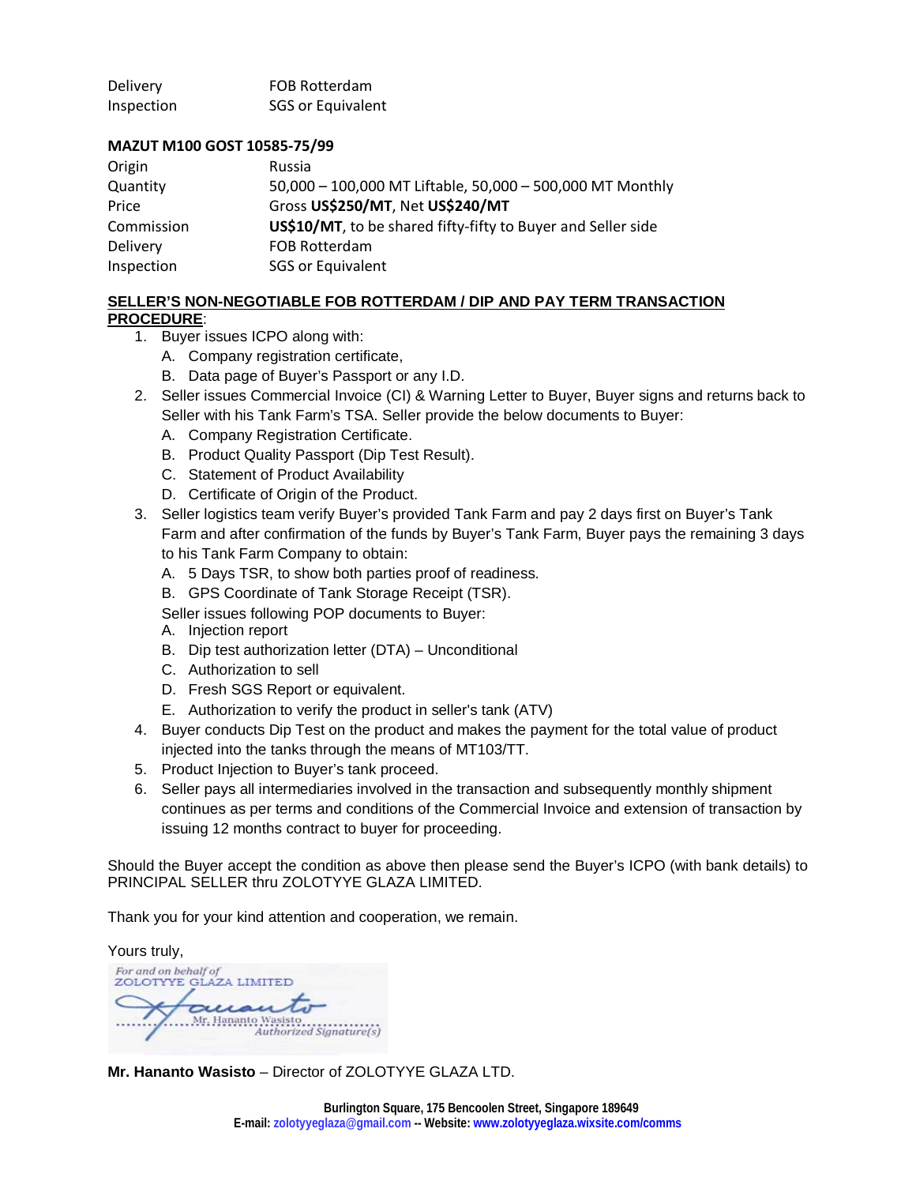| | |
|---|---|
| Delivery | FOB Rotterdam |
| Inspection | SGS or Equivalent |

**MAZUT M100 GOST 10585-75/99**

| | |
|---|---|
| Origin | Russia |
| Quantity | 50,000 – 100,000 MT Liftable, 50,000 – 500,000 MT Monthly |
| Price | Gross **US$250/MT**, Net **US$240/MT** |
| Commission | **US$10/MT**, to be shared fifty-fifty to Buyer and Seller side |
| Delivery | FOB Rotterdam |
| Inspection | SGS or Equivalent |

**SELLER'S NON-NEGOTIABLE FOB ROTTERDAM / DIP AND PAY TERM TRANSACTION PROCEDURE**:

1. Buyer issues ICPO along with:
   A. Company registration certificate,
   B. Data page of Buyer's Passport or any I.D.
2. Seller issues Commercial Invoice (CI) & Warning Letter to Buyer, Buyer signs and returns back to Seller with his Tank Farm's TSA. Seller provide the below documents to Buyer:
   A. Company Registration Certificate.
   B. Product Quality Passport (Dip Test Result).
   C. Statement of Product Availability
   D. Certificate of Origin of the Product.
3. Seller logistics team verify Buyer's provided Tank Farm and pay 2 days first on Buyer's Tank Farm and after confirmation of the funds by Buyer's Tank Farm, Buyer pays the remaining 3 days to his Tank Farm Company to obtain:
   A. 5 Days TSR, to show both parties proof of readiness.
   B. GPS Coordinate of Tank Storage Receipt (TSR).

   Seller issues following POP documents to Buyer:
   A. Injection report
   B. Dip test authorization letter (DTA) – Unconditional
   C. Authorization to sell
   D. Fresh SGS Report or equivalent.
   E. Authorization to verify the product in seller's tank (ATV)
4. Buyer conducts Dip Test on the product and makes the payment for the total value of product injected into the tanks through the means of MT103/TT.
5. Product Injection to Buyer's tank proceed.
6. Seller pays all intermediaries involved in the transaction and subsequently monthly shipment continues as per terms and conditions of the Commercial Invoice and extension of transaction by issuing 12 months contract to buyer for proceeding.

Should the Buyer accept the condition as above then please send the Buyer's ICPO (with bank details) to PRINCIPAL SELLER thru ZOLOTYYE GLAZA LIMITED.

Thank you for your kind attention and cooperation, we remain.

Yours truly,

*For and on behalf of*
ZOLOTYYE GLAZA LIMITED

Mr. Hananto Wasisto
*Authorized Signature(s)*

**Mr. Hananto Wasisto** – Director of ZOLOTYYE GLAZA LTD.

**Burlington Square, 175 Bencoolen Street, Singapore 189649**
**E-mail:** zolotyyeglaza@gmail.com **-- Website:** www.zolotyyeglaza.wixsite.com/comms